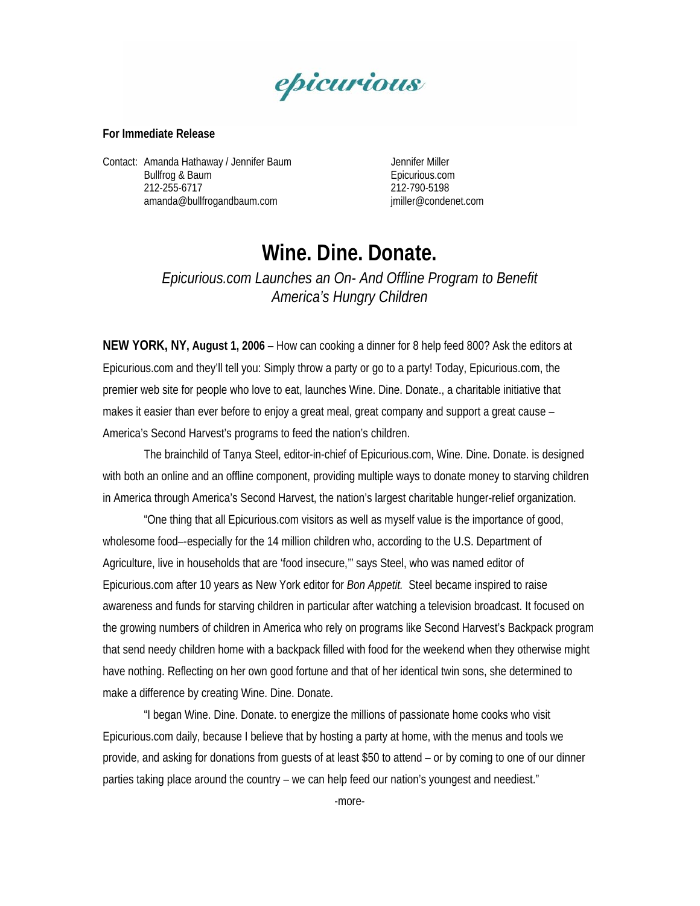epicurious

**For Immediate Release**

Contact: Amanda Hathaway / Jennifer Baum
Bullfrog & Baum
212-255-6717
amanda@bullfrogandbaum.com

Jennifer Miller
Epicurious.com
212-790-5198
jmiller@condenet.com

# Wine. Dine. Donate.

*Epicurious.com Launches an On- And Offline Program to Benefit America's Hungry Children*

**NEW YORK, NY, August 1, 2006** – How can cooking a dinner for 8 help feed 800? Ask the editors at Epicurious.com and they'll tell you: Simply throw a party or go to a party! Today, Epicurious.com, the premier web site for people who love to eat, launches Wine. Dine. Donate., a charitable initiative that makes it easier than ever before to enjoy a great meal, great company and support a great cause – America's Second Harvest's programs to feed the nation's children.

The brainchild of Tanya Steel, editor-in-chief of Epicurious.com, Wine. Dine. Donate. is designed with both an online and an offline component, providing multiple ways to donate money to starving children in America through America's Second Harvest, the nation's largest charitable hunger-relief organization.

"One thing that all Epicurious.com visitors as well as myself value is the importance of good, wholesome food–-especially for the 14 million children who, according to the U.S. Department of Agriculture, live in households that are 'food insecure,'" says Steel, who was named editor of Epicurious.com after 10 years as New York editor for *Bon Appetit.* Steel became inspired to raise awareness and funds for starving children in particular after watching a television broadcast. It focused on the growing numbers of children in America who rely on programs like Second Harvest's Backpack program that send needy children home with a backpack filled with food for the weekend when they otherwise might have nothing. Reflecting on her own good fortune and that of her identical twin sons, she determined to make a difference by creating Wine. Dine. Donate.

"I began Wine. Dine. Donate. to energize the millions of passionate home cooks who visit Epicurious.com daily, because I believe that by hosting a party at home, with the menus and tools we provide, and asking for donations from guests of at least $50 to attend – or by coming to one of our dinner parties taking place around the country – we can help feed our nation's youngest and neediest."

-more-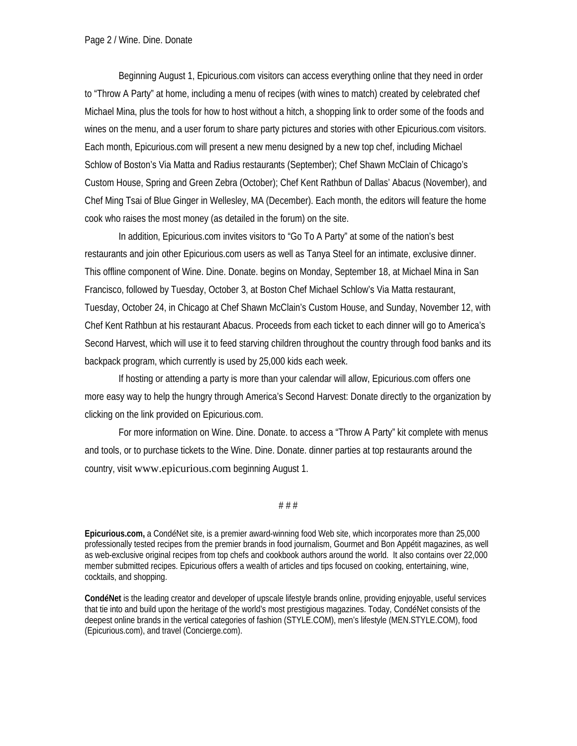Beginning August 1, Epicurious.com visitors can access everything online that they need in order to "Throw A Party" at home, including a menu of recipes (with wines to match) created by celebrated chef Michael Mina, plus the tools for how to host without a hitch, a shopping link to order some of the foods and wines on the menu, and a user forum to share party pictures and stories with other Epicurious.com visitors. Each month, Epicurious.com will present a new menu designed by a new top chef, including Michael Schlow of Boston's Via Matta and Radius restaurants (September); Chef Shawn McClain of Chicago's Custom House, Spring and Green Zebra (October); Chef Kent Rathbun of Dallas' Abacus (November), and Chef Ming Tsai of Blue Ginger in Wellesley, MA (December). Each month, the editors will feature the home cook who raises the most money (as detailed in the forum) on the site.

In addition, Epicurious.com invites visitors to "Go To A Party" at some of the nation's best restaurants and join other Epicurious.com users as well as Tanya Steel for an intimate, exclusive dinner. This offline component of Wine. Dine. Donate. begins on Monday, September 18, at Michael Mina in San Francisco, followed by Tuesday, October 3, at Boston Chef Michael Schlow's Via Matta restaurant, Tuesday, October 24, in Chicago at Chef Shawn McClain's Custom House, and Sunday, November 12, with Chef Kent Rathbun at his restaurant Abacus. Proceeds from each ticket to each dinner will go to America's Second Harvest, which will use it to feed starving children throughout the country through food banks and its backpack program, which currently is used by 25,000 kids each week.

If hosting or attending a party is more than your calendar will allow, Epicurious.com offers one more easy way to help the hungry through America's Second Harvest: Donate directly to the organization by clicking on the link provided on Epicurious.com.

For more information on Wine. Dine. Donate. to access a "Throw A Party" kit complete with menus and tools, or to purchase tickets to the Wine. Dine. Donate. dinner parties at top restaurants around the country, visit www.epicurious.com beginning August 1.

# # #

**Epicurious.com,** a CondéNet site, is a premier award-winning food Web site, which incorporates more than 25,000 professionally tested recipes from the premier brands in food journalism, Gourmet and Bon Appétit magazines, as well as web-exclusive original recipes from top chefs and cookbook authors around the world. It also contains over 22,000 member submitted recipes. Epicurious offers a wealth of articles and tips focused on cooking, entertaining, wine, cocktails, and shopping.

**CondéNet** is the leading creator and developer of upscale lifestyle brands online, providing enjoyable, useful services that tie into and build upon the heritage of the world's most prestigious magazines. Today, CondéNet consists of the deepest online brands in the vertical categories of fashion (STYLE.COM), men's lifestyle (MEN.STYLE.COM), food (Epicurious.com), and travel (Concierge.com).